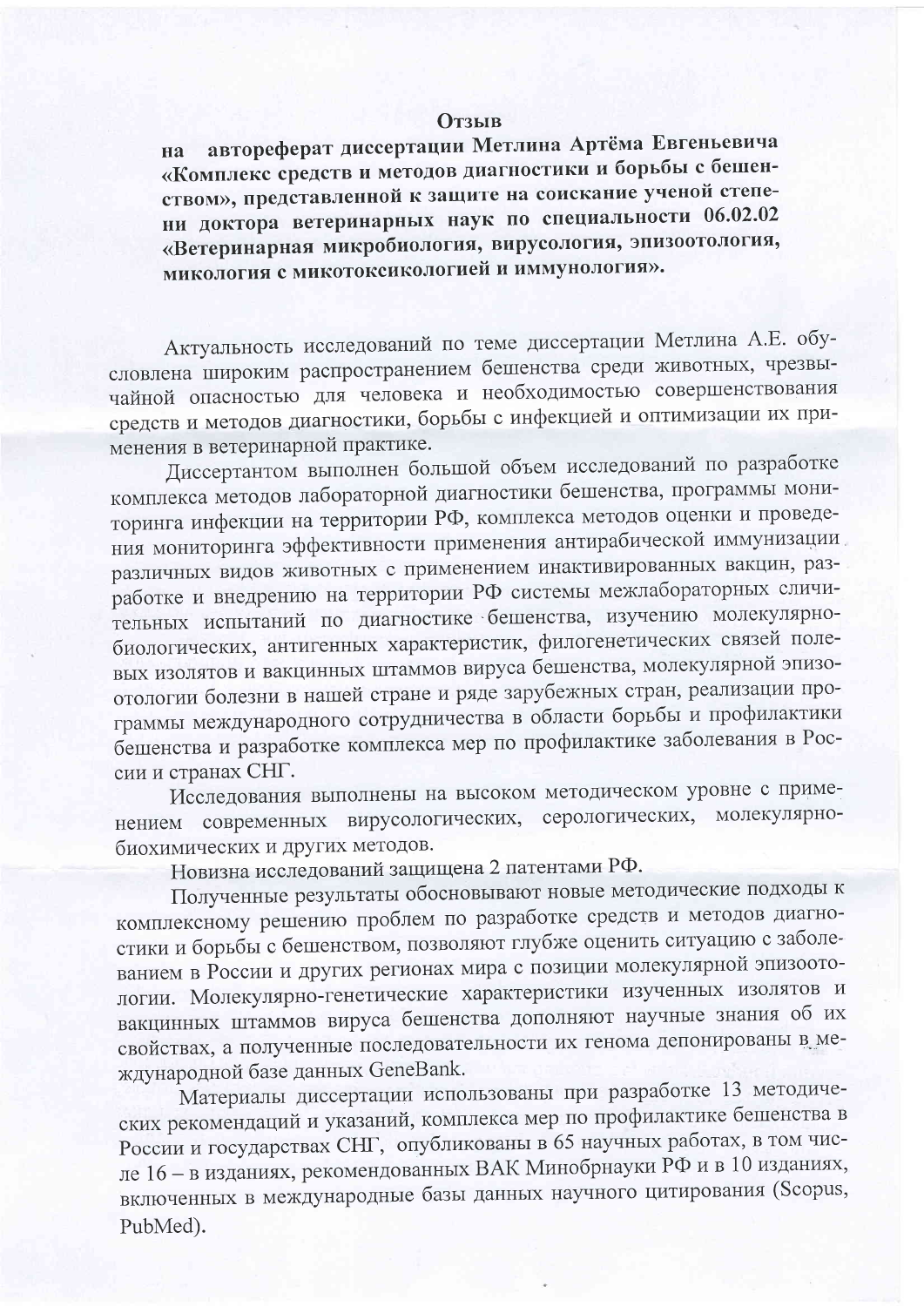# Отзыв

**на автореферат диссертации Метлина Артёма Евгеньевича «Комплекс средств и методов диагностики и борьбы с бешенством», представленной к защите на соискание ученой степени доктора ветеринарных наук по специальности 06.02.02 «Ветеринарная микробиология, вирусология, эпизоотология, микология с микотоксикологией и иммунология».**

Актуальность исследований по теме диссертации Метлина А.Е. обусловлена широким распространением бешенства среди животных, чрезвычайной опасностью для человека и необходимостью совершенствования средств и методов диагностики, борьбы с инфекцией и оптимизации их применения в ветеринарной практике.

Диссертантом выполнен большой объем исследований по разработке комплекса методов лабораторной диагностики бешенства, программы мониторинга инфекции на территории РФ, комплекса методов оценки и проведения мониторинга эффективности применения антирабической иммунизации различных видов животных с применением инактивированных вакцин, разработке и внедрению на территории РФ системы межлабораторных сличительных испытаний по диагностике бешенства, изучению молекулярно-биологических, антигенных характеристик, филогенетических связей полевых изолятов и вакцинных штаммов вируса бешенства, молекулярной эпизоотологии болезни в нашей стране и ряде зарубежных стран, реализации программы международного сотрудничества в области борьбы и профилактики бешенства и разработке комплекса мер по профилактике заболевания в России и странах СНГ.

Исследования выполнены на высоком методическом уровне с применением современных вирусологических, серологических, молекулярно-биохимических и других методов.

Новизна исследований защищена 2 патентами РФ.

Полученные результаты обосновывают новые методические подходы к комплексному решению проблем по разработке средств и методов диагностики и борьбы с бешенством, позволяют глубже оценить ситуацию с заболеванием в России и других регионах мира с позиции молекулярной эпизоотологии. Молекулярно-генетические характеристики изученных изолятов и вакцинных штаммов вируса бешенства дополняют научные знания об их свойствах, а полученные последовательности их генома депонированы в международной базе данных GeneBank.

Материалы диссертации использованы при разработке 13 методических рекомендаций и указаний, комплекса мер по профилактике бешенства в России и государствах СНГ, опубликованы в 65 научных работах, в том числе 16 – в изданиях, рекомендованных ВАК Минобрнауки РФ и в 10 изданиях, включенных в международные базы данных научного цитирования (Scopus, PubMed).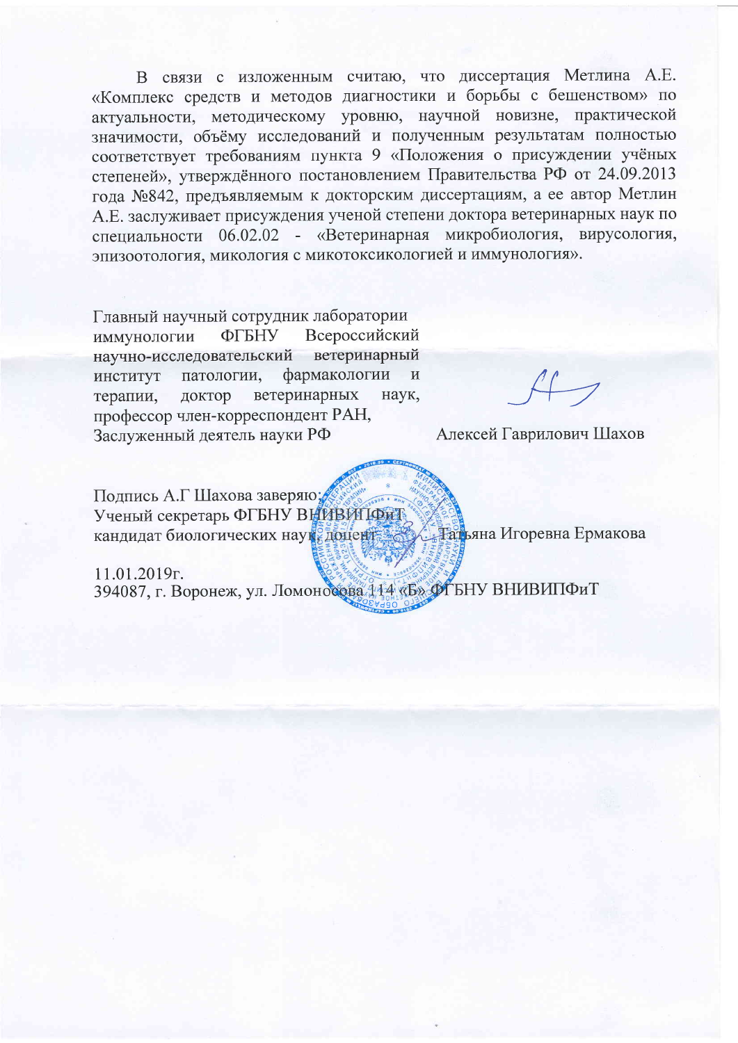В связи с изложенным считаю, что диссертация Метлина А.Е. «Комплекс средств и методов диагностики и борьбы с бешенством» по актуальности, методическому уровню, научной новизне, практической значимости, объёму исследований и полученным результатам полностью соответствует требованиям пункта 9 «Положения о присуждении учёных степеней», утверждённого постановлением Правительства РФ от 24.09.2013 года №842, предъявляемым к докторским диссертациям, а ее автор Метлин А.Е. заслуживает присуждения ученой степени доктора ветеринарных наук по специальности 06.02.02 - «Ветеринарная микробиология, вирусология, эпизоотология, микология с микотоксикологией и иммунология».

Главный научный сотрудник лаборатории иммунологии ФГБНУ Всероссийский научно-исследовательский ветеринарный институт патологии, фармакологии и терапии, доктор ветеринарных наук, профессор член-корреспондент РАН, Заслуженный деятель науки РФ

Алексей Гаврилович Шахов

Подпись А.Г Шахова заверяю:
Ученый секретарь ФГБНУ ВНИВИПФиТ
кандидат биологических наук, доцент

Татьяна Игоревна Ермакова

11.01.2019г.
394087, г. Воронеж, ул. Ломоносова 114 «Б» ФГБНУ ВНИВИПФиТ